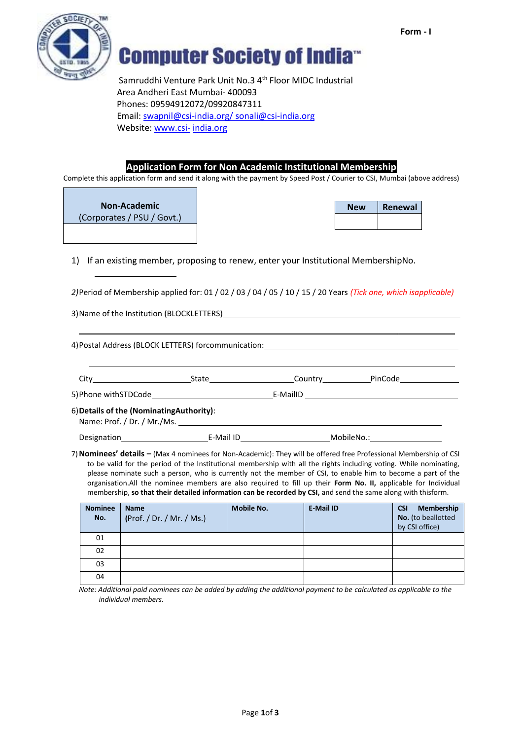Form - I

# Computer Society of India™

Samruddhi Venture Park Unit No.3 4th Floor MIDC Industrial
Area Andheri East Mumbai- 400093
Phones: 09594912072/09920847311
Email: swapnil@csi-india.org/ sonali@csi-india.org
Website: www.csi- india.org

## Application Form for Non Academic Institutional Membership

Complete this application form and send it along with the payment by Speed Post / Courier to CSI, Mumbai (above address)

| **Non-Academic** (Corporates / PSU / Govt.) |
|---|
| |

| New | Renewal |
|---|---|
| | |

1) If an existing member, proposing to renew, enter your Institutional MembershipNo.

________________

2) Period of Membership applied for: 01 / 02 / 03 / 04 / 05 / 10 / 15 / 20 Years *(Tick one, which isapplicable)*

3) Name of the Institution (BLOCKLETTERS)________________________________________________

________________________________________________________________________

4) Postal Address (BLOCK LETTERS) forcommunication:________________________________________

________________________________________________________________________

City________________________State____________________Country___________PinCode______________

5) Phone withSTDCode___________________________E-MailID ______________________________________

6) **Details of the (NominatingAuthority)**:
Name: Prof. / Dr. / Mr./Ms. ______________________________________________________________

Designation____________________E-Mail ID____________________MobileNo.:_________________

7) **Nominees' details –** (Max 4 nominees for Non-Academic): They will be offered free Professional Membership of CSI to be valid for the period of the Institutional membership with all the rights including voting. While nominating, please nominate such a person, who is currently not the member of CSI, to enable him to become a part of the organisation.All the nominee members are also required to fill up their **Form No. II,** applicable for Individual membership, **so that their detailed information can be recorded by CSI,** and send the same along with thisform.

| **Nominee No.** | **Name** (Prof. / Dr. / Mr. / Ms.) | **Mobile No.** | **E-Mail ID** | **CSI Membership No.** (to beallotted by CSI office) |
|---|---|---|---|---|
| 01 | | | | |
| 02 | | | | |
| 03 | | | | |
| 04 | | | | |

*Note: Additional paid nominees can be added by adding the additional payment to be calculated as applicable to the individual members.*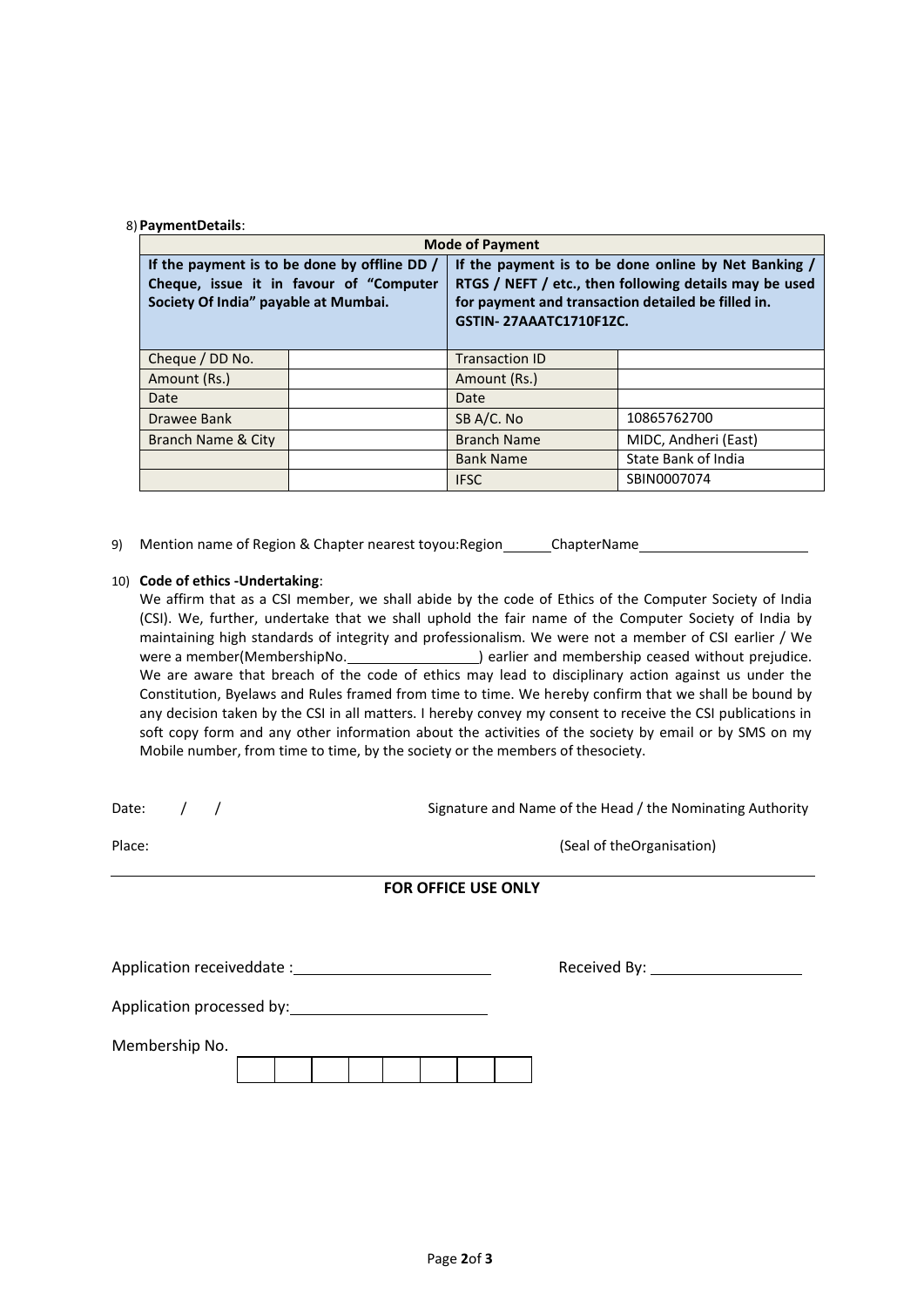8) **PaymentDetails**:

| **Mode of Payment** | | | |
|---|---|---|---|
| **If the payment is to be done by offline DD / Cheque, issue it in favour of "Computer Society Of India" payable at Mumbai.** | | **If the payment is to be done online by Net Banking / RTGS / NEFT / etc., then following details may be used for payment and transaction detailed be filled in. GSTIN- 27AAATC1710F1ZC.** | |
| Cheque / DD No. | | Transaction ID | |
| Amount (Rs.) | | Amount (Rs.) | |
| Date | | Date | |
| Drawee Bank | | SB A/C. No | 10865762700 |
| Branch Name & City | | Branch Name | MIDC, Andheri (East) |
| | | Bank Name | State Bank of India |
| | | IFSC | SBIN0007074 |

9) Mention name of Region & Chapter nearest toyou:Region______ChapterName______________________

10) **Code of ethics -Undertaking**:

We affirm that as a CSI member, we shall abide by the code of Ethics of the Computer Society of India (CSI). We, further, undertake that we shall uphold the fair name of the Computer Society of India by maintaining high standards of integrity and professionalism. We were not a member of CSI earlier / We were a member(MembershipNo.________________) earlier and membership ceased without prejudice. We are aware that breach of the code of ethics may lead to disciplinary action against us under the Constitution, Byelaws and Rules framed from time to time. We hereby confirm that we shall be bound by any decision taken by the CSI in all matters. I hereby convey my consent to receive the CSI publications in soft copy form and any other information about the activities of the society by email or by SMS on my Mobile number, from time to time, by the society or the members of thesociety.

Date: / / Signature and Name of the Head / the Nominating Authority

Place: (Seal of theOrganisation)

---

**FOR OFFICE USE ONLY**

Application receiveddate :________________________ Received By: __________________

Application processed by:________________________

Membership No.

| | | | | | | | |
|---|---|---|---|---|---|---|---|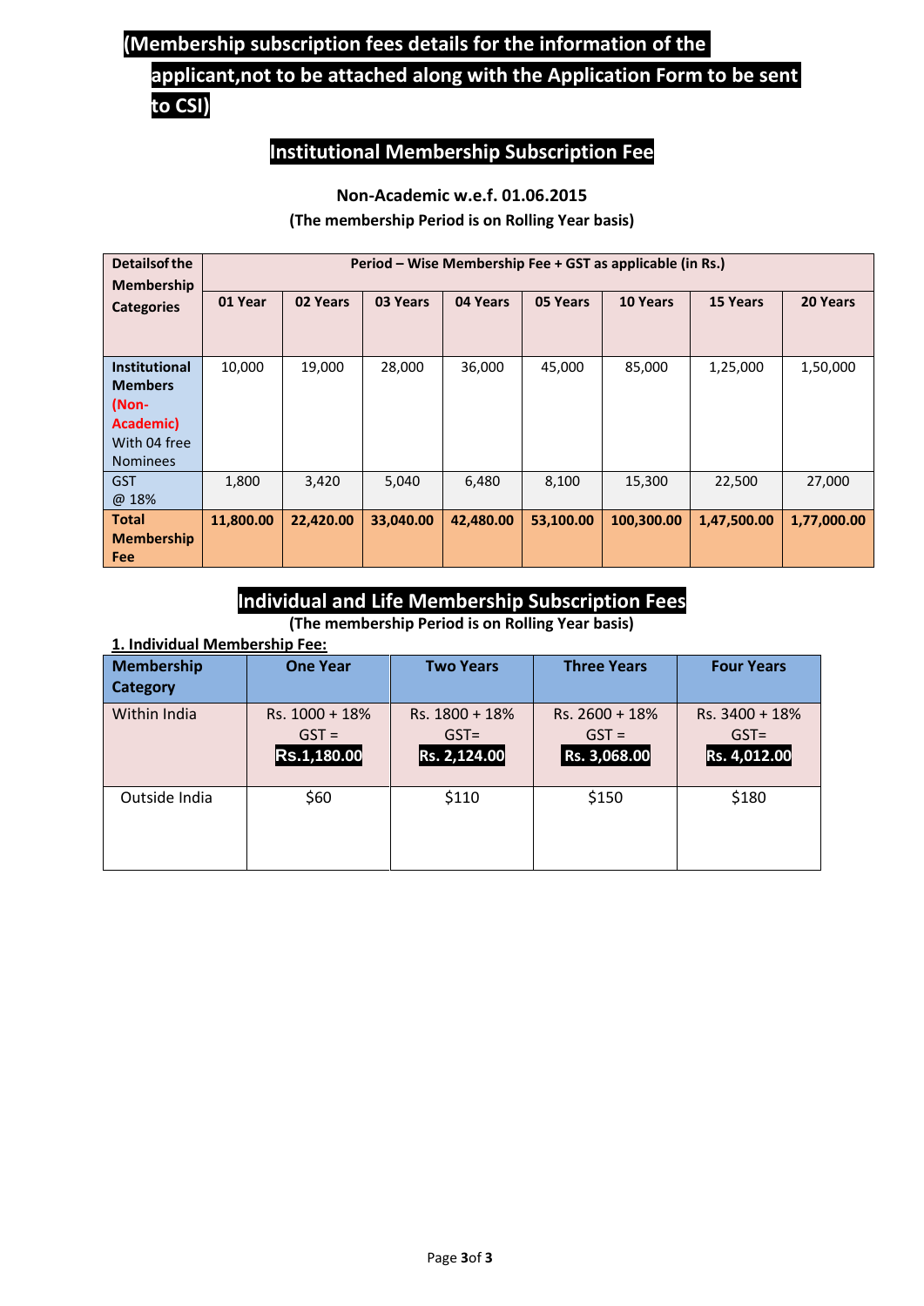**(Membership subscription fees details for the information of the applicant,not to be attached along with the Application Form to be sent to CSI)**

## Institutional Membership Subscription Fee

**Non-Academic w.e.f. 01.06.2015**

**(The membership Period is on Rolling Year basis)**

| Detailsof the Membership Categories | Period – Wise Membership Fee + GST as applicable (in Rs.) | | | | | | | |
|---|---|---|---|---|---|---|---|---|
| | 01 Year | 02 Years | 03 Years | 04 Years | 05 Years | 10 Years | 15 Years | 20 Years |
| **Institutional Members (Non-Academic)** With 04 free Nominees | 10,000 | 19,000 | 28,000 | 36,000 | 45,000 | 85,000 | 1,25,000 | 1,50,000 |
| GST @ 18% | 1,800 | 3,420 | 5,040 | 6,480 | 8,100 | 15,300 | 22,500 | 27,000 |
| **Total Membership Fee** | **11,800.00** | **22,420.00** | **33,040.00** | **42,480.00** | **53,100.00** | **100,300.00** | **1,47,500.00** | **1,77,000.00** |

## Individual and Life Membership Subscription Fees

**(The membership Period is on Rolling Year basis)**

**1. Individual Membership Fee:**

| Membership Category | One Year | Two Years | Three Years | Four Years |
|---|---|---|---|---|
| Within India | Rs. 1000 + 18% GST = **Rs.1,180.00** | Rs. 1800 + 18% GST= **Rs. 2,124.00** | Rs. 2600 + 18% GST = **Rs. 3,068.00** | Rs. 3400 + 18% GST= **Rs. 4,012.00** |
| Outside India | $60 | $110 | $150 | $180 |